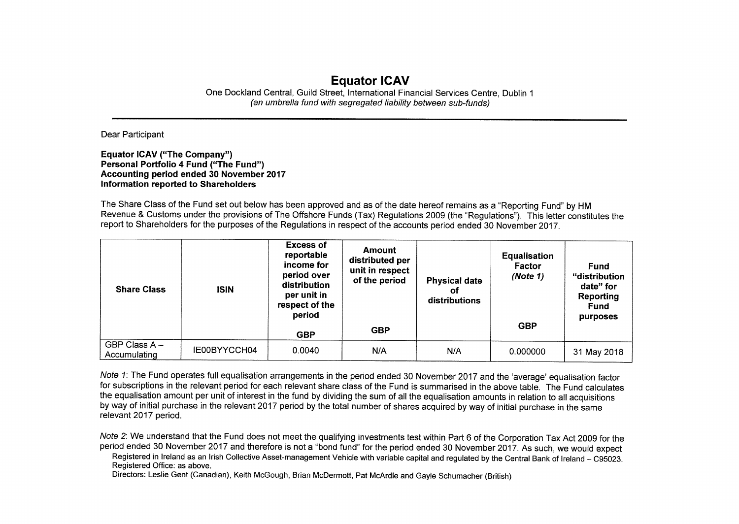# Equator ICAV

One Dockland Central, Guild Street, International Financial Services Centre, Dublin 1
*(an umbrella fund with segregated liability between sub-funds)*

Dear Participant

**Equator ICAV ("The Company")**
**Personal Portfolio 4 Fund ("The Fund")**
**Accounting period ended 30 November 2017**
**Information reported to Shareholders**

The Share Class of the Fund set out below has been approved and as of the date hereof remains as a "Reporting Fund" by HM Revenue & Customs under the provisions of The Offshore Funds (Tax) Regulations 2009 (the "Regulations"). This letter constitutes the report to Shareholders for the purposes of the Regulations in respect of the accounts period ended 30 November 2017.

| Share Class | ISIN | Excess of reportable income for period over distribution per unit in respect of the period GBP | Amount distributed per unit in respect of the period GBP | Physical date of distributions | Equalisation Factor *(Note 1)* GBP | Fund "distribution date" for Reporting Fund purposes |
|---|---|---|---|---|---|---|
| GBP Class A – Accumulating | IE00BYYCCH04 | 0.0040 | N/A | N/A | 0.000000 | 31 May 2018 |

*Note 1*: The Fund operates full equalisation arrangements in the period ended 30 November 2017 and the 'average' equalisation factor for subscriptions in the relevant period for each relevant share class of the Fund is summarised in the above table. The Fund calculates the equalisation amount per unit of interest in the fund by dividing the sum of all the equalisation amounts in relation to all acquisitions by way of initial purchase in the relevant 2017 period by the total number of shares acquired by way of initial purchase in the same relevant 2017 period.

*Note 2*: We understand that the Fund does not meet the qualifying investments test within Part 6 of the Corporation Tax Act 2009 for the period ended 30 November 2017 and therefore is not a "bond fund" for the period ended 30 November 2017. As such, we would expect

Registered in Ireland as an Irish Collective Asset-management Vehicle with variable capital and regulated by the Central Bank of Ireland – C95023.
Registered Office: as above.
Directors: Leslie Gent (Canadian), Keith McGough, Brian McDermott, Pat McArdle and Gayle Schumacher (British)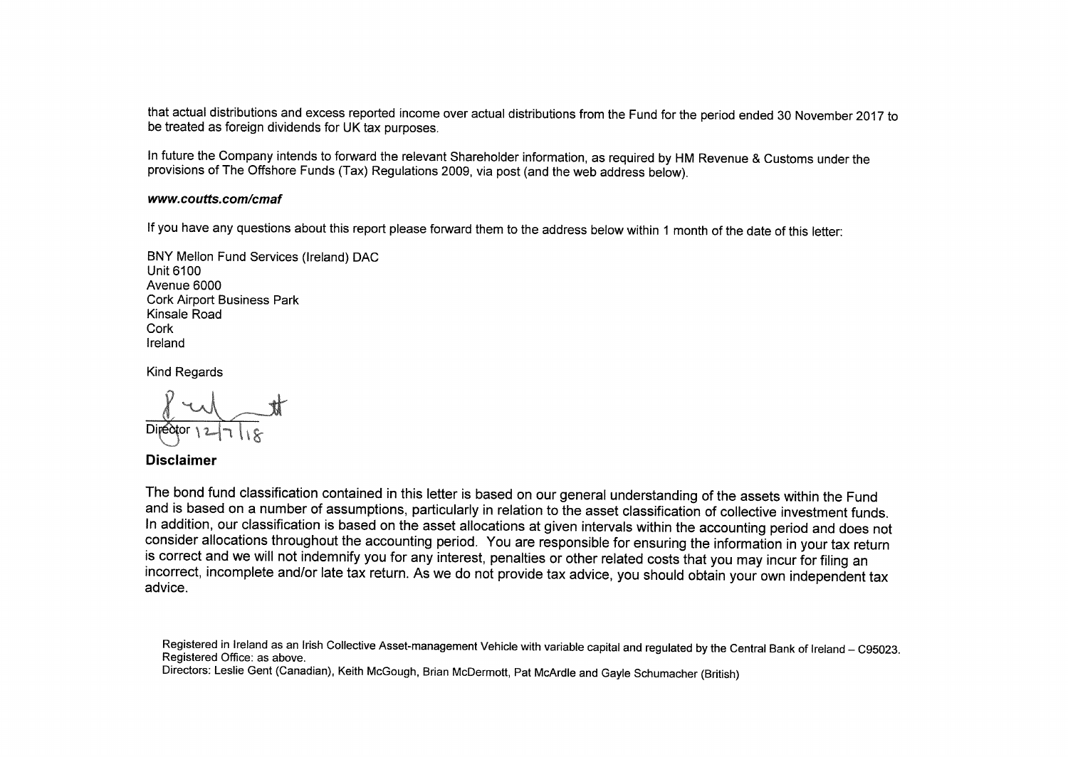that actual distributions and excess reported income over actual distributions from the Fund for the period ended 30 November 2017 to be treated as foreign dividends for UK tax purposes.

In future the Company intends to forward the relevant Shareholder information, as required by HM Revenue & Customs under the provisions of The Offshore Funds (Tax) Regulations 2009, via post (and the web address below).

***www.coutts.com/cmaf***

If you have any questions about this report please forward them to the address below within 1 month of the date of this letter:

BNY Mellon Fund Services (Ireland) DAC
Unit 6100
Avenue 6000
Cork Airport Business Park
Kinsale Road
Cork
Ireland

Kind Regards

Director 12/7/18

**Disclaimer**

The bond fund classification contained in this letter is based on our general understanding of the assets within the Fund and is based on a number of assumptions, particularly in relation to the asset classification of collective investment funds. In addition, our classification is based on the asset allocations at given intervals within the accounting period and does not consider allocations throughout the accounting period. You are responsible for ensuring the information in your tax return is correct and we will not indemnify you for any interest, penalties or other related costs that you may incur for filing an incorrect, incomplete and/or late tax return. As we do not provide tax advice, you should obtain your own independent tax advice.

Registered in Ireland as an Irish Collective Asset-management Vehicle with variable capital and regulated by the Central Bank of Ireland – C95023.
Registered Office: as above.
Directors: Leslie Gent (Canadian), Keith McGough, Brian McDermott, Pat McArdle and Gayle Schumacher (British)